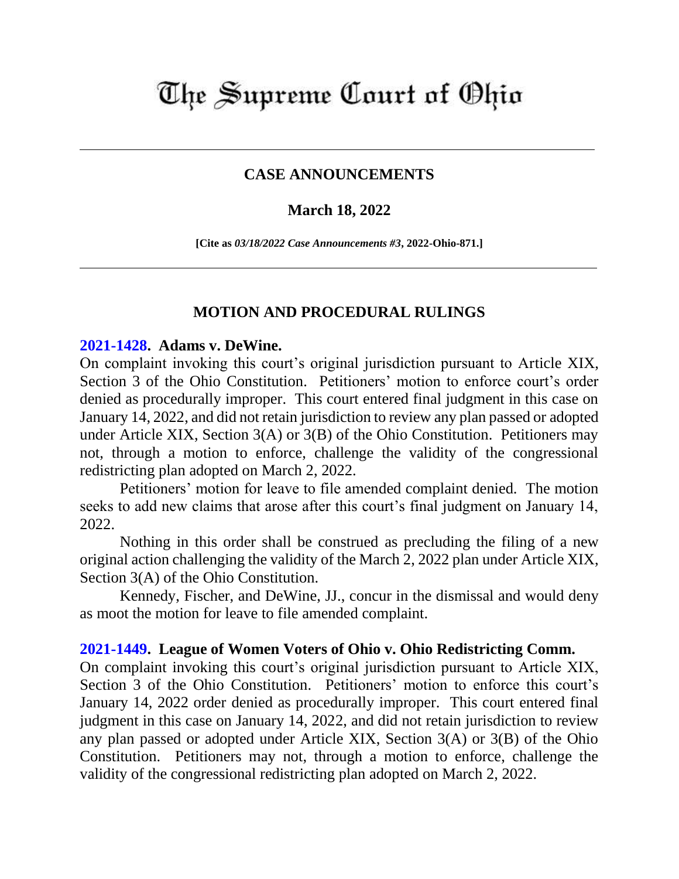# The Supreme Court of Ohio

## CASE ANNOUNCEMENTS

### March 18, 2022

**[Cite as *03/18/2022 Case Announcements #3*, 2022-Ohio-871.]**

## MOTION AND PROCEDURAL RULINGS

**2021-1428. Adams v. DeWine.**

On complaint invoking this court's original jurisdiction pursuant to Article XIX, Section 3 of the Ohio Constitution. Petitioners' motion to enforce court's order denied as procedurally improper. This court entered final judgment in this case on January 14, 2022, and did not retain jurisdiction to review any plan passed or adopted under Article XIX, Section 3(A) or 3(B) of the Ohio Constitution. Petitioners may not, through a motion to enforce, challenge the validity of the congressional redistricting plan adopted on March 2, 2022.

Petitioners' motion for leave to file amended complaint denied. The motion seeks to add new claims that arose after this court's final judgment on January 14, 2022.

Nothing in this order shall be construed as precluding the filing of a new original action challenging the validity of the March 2, 2022 plan under Article XIX, Section 3(A) of the Ohio Constitution.

Kennedy, Fischer, and DeWine, JJ., concur in the dismissal and would deny as moot the motion for leave to file amended complaint.

**2021-1449. League of Women Voters of Ohio v. Ohio Redistricting Comm.**

On complaint invoking this court's original jurisdiction pursuant to Article XIX, Section 3 of the Ohio Constitution. Petitioners' motion to enforce this court's January 14, 2022 order denied as procedurally improper. This court entered final judgment in this case on January 14, 2022, and did not retain jurisdiction to review any plan passed or adopted under Article XIX, Section 3(A) or 3(B) of the Ohio Constitution. Petitioners may not, through a motion to enforce, challenge the validity of the congressional redistricting plan adopted on March 2, 2022.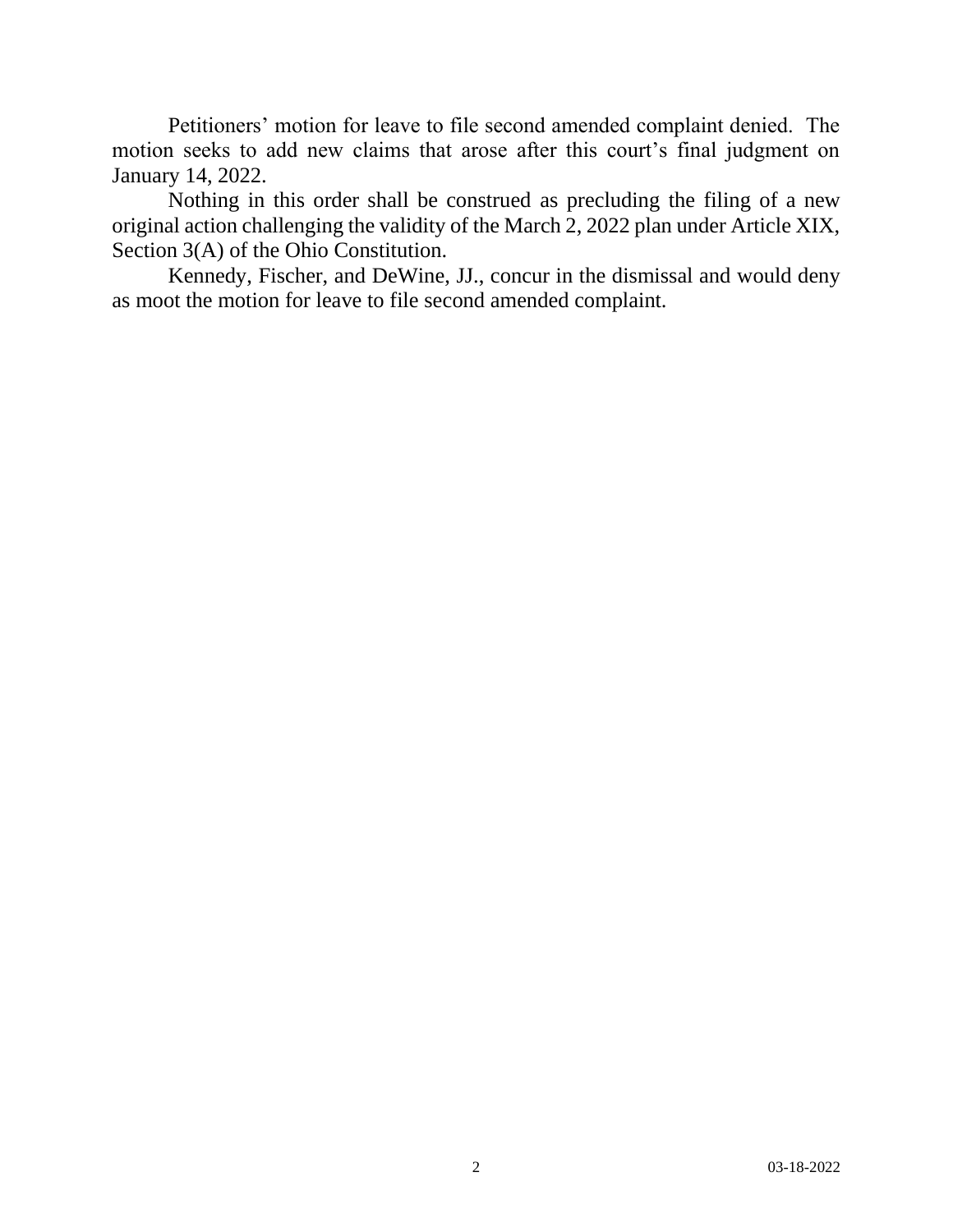Petitioners' motion for leave to file second amended complaint denied. The motion seeks to add new claims that arose after this court's final judgment on January 14, 2022.

Nothing in this order shall be construed as precluding the filing of a new original action challenging the validity of the March 2, 2022 plan under Article XIX, Section 3(A) of the Ohio Constitution.

Kennedy, Fischer, and DeWine, JJ., concur in the dismissal and would deny as moot the motion for leave to file second amended complaint.